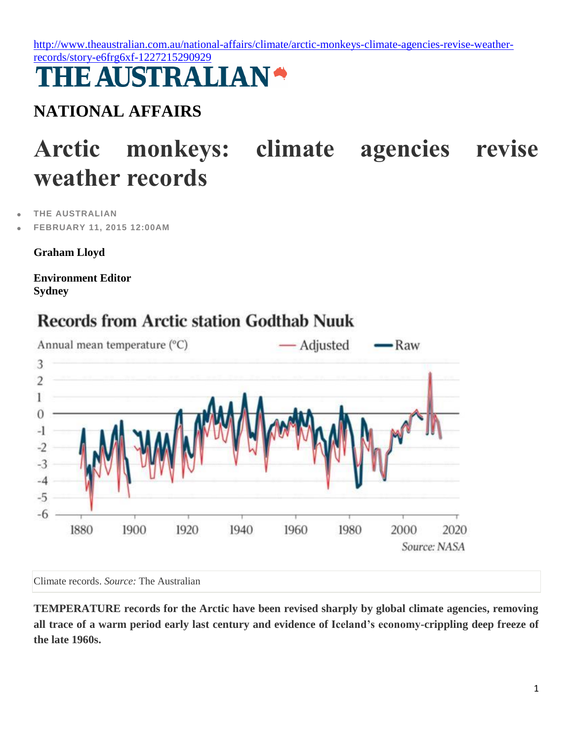http://www.theaustralian.com.au/national-affairs/climate/arctic-monkeys-climate-agencies-revise-weather-records/story-e6frg6xf-1227215290929

# THE AUSTRALIAN

## NATIONAL AFFAIRS

# Arctic monkeys: climate agencies revise weather records

- THE AUSTRALIAN
- FEBRUARY 11, 2015 12:00AM

**Graham Lloyd**

**Environment Editor**
**Sydney**

Climate records. *Source:* The Australian

**TEMPERATURE records for the Arctic have been revised sharply by global climate agencies, removing all trace of a warm period early last century and evidence of Iceland's economy-crippling deep freeze of the late 1960s.**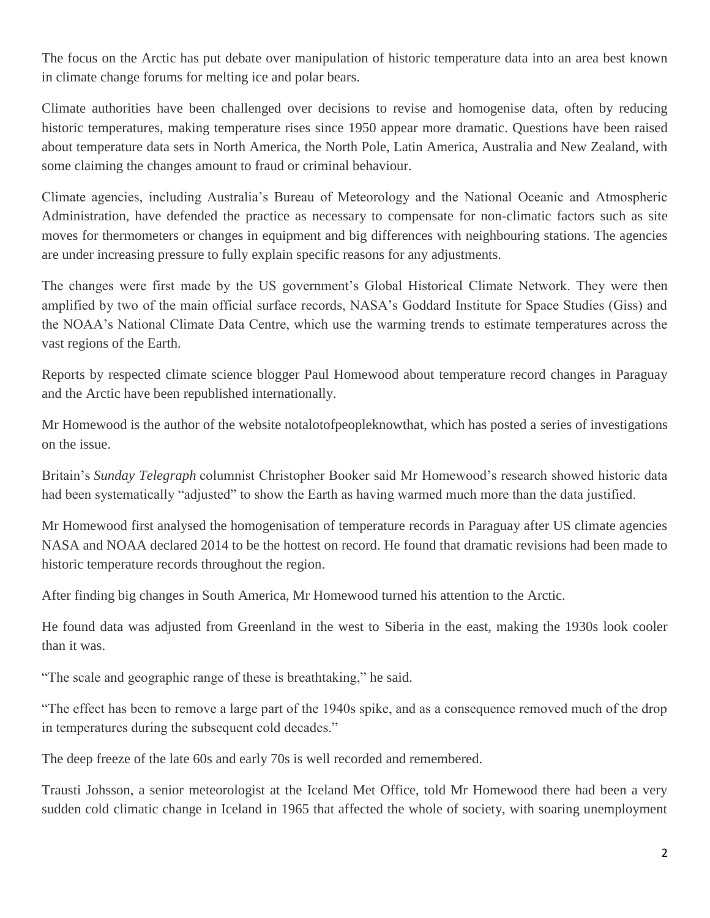The focus on the Arctic has put debate over manipulation of historic temperature data into an area best known in climate change forums for melting ice and polar bears.

Climate authorities have been challenged over decisions to revise and homogenise data, often by reducing historic temperatures, making temperature rises since 1950 appear more dramatic. Questions have been raised about temperature data sets in North America, the North Pole, Latin America, Australia and New Zealand, with some claiming the changes amount to fraud or criminal behaviour.

Climate agencies, including Australia's Bureau of Meteorology and the National Oceanic and Atmospheric Administration, have defended the practice as necessary to compensate for non-climatic factors such as site moves for thermometers or changes in equipment and big differences with neighbouring stations. The agencies are under increasing pressure to fully explain specific reasons for any adjustments.

The changes were first made by the US government's Global Historical Climate Network. They were then amplified by two of the main official surface records, NASA's Goddard Institute for Space Studies (Giss) and the NOAA's National Climate Data Centre, which use the warming trends to estimate temperatures across the vast regions of the Earth.

Reports by respected climate science blogger Paul Homewood about temperature record changes in Paraguay and the Arctic have been republished internationally.

Mr Homewood is the author of the website notalotofpeopleknowthat, which has posted a series of investigations on the issue.

Britain's *Sunday Telegraph* columnist Christopher Booker said Mr Homewood's research showed historic data had been systematically "adjusted" to show the Earth as having warmed much more than the data justified.

Mr Homewood first analysed the homogenisation of temperature records in Paraguay after US climate agencies NASA and NOAA declared 2014 to be the hottest on record. He found that dramatic revisions had been made to historic temperature records throughout the region.

After finding big changes in South America, Mr Homewood turned his attention to the Arctic.

He found data was adjusted from Greenland in the west to Siberia in the east, making the 1930s look cooler than it was.

"The scale and geographic range of these is breathtaking," he said.

"The effect has been to remove a large part of the 1940s spike, and as a consequence removed much of the drop in temperatures during the subsequent cold decades."

The deep freeze of the late 60s and early 70s is well recorded and remembered.

Trausti Johsson, a senior meteorologist at the Iceland Met Office, told Mr Homewood there had been a very sudden cold climatic change in Iceland in 1965 that affected the whole of society, with soaring unemployment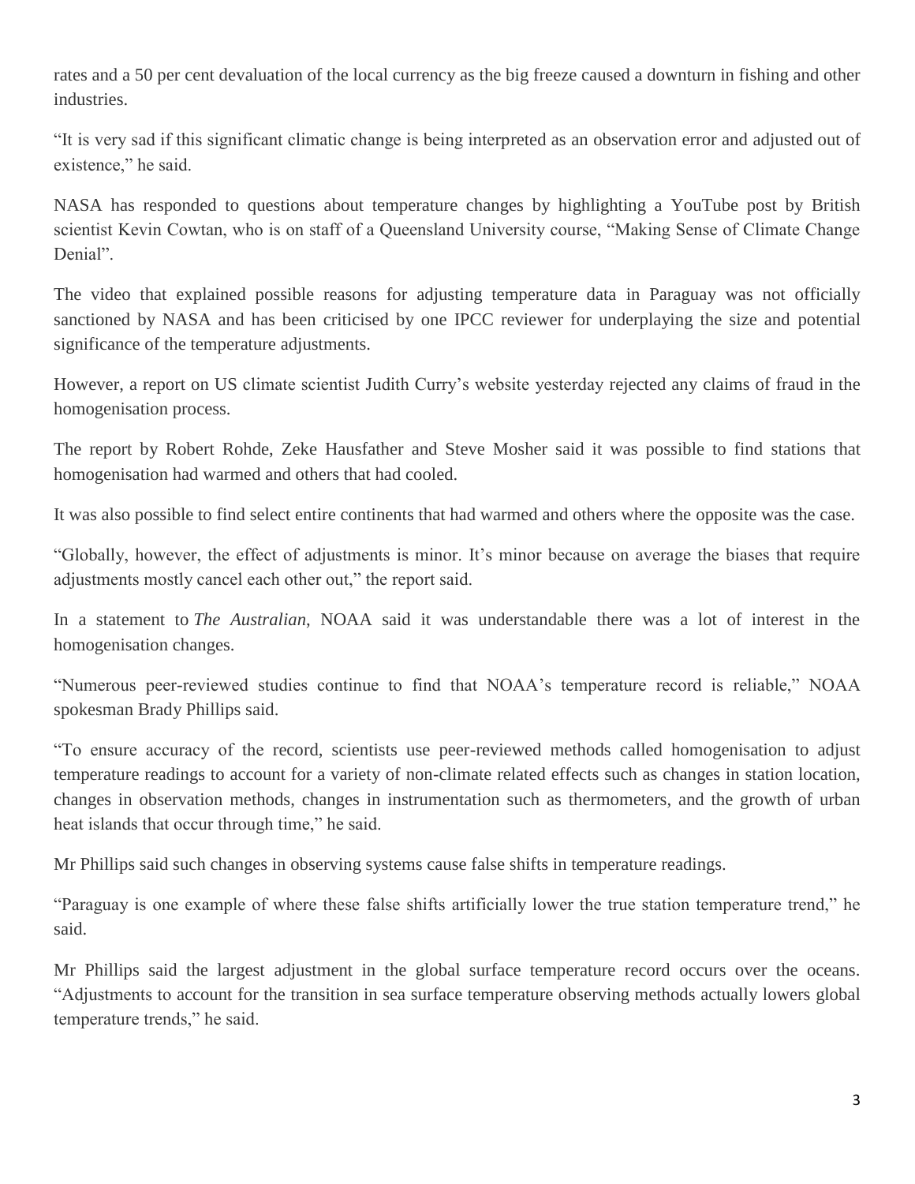rates and a 50 per cent devaluation of the local currency as the big freeze caused a downturn in fishing and other industries.

"It is very sad if this significant climatic change is being interpreted as an observation error and adjusted out of existence," he said.

NASA has responded to questions about temperature changes by highlighting a YouTube post by British scientist Kevin Cowtan, who is on staff of a Queensland University course, "Making Sense of Climate Change Denial".

The video that explained possible reasons for adjusting temperature data in Paraguay was not officially sanctioned by NASA and has been criticised by one IPCC reviewer for underplaying the size and potential significance of the temperature adjustments.

However, a report on US climate scientist Judith Curry's website yesterday rejected any claims of fraud in the homogenisation process.

The report by Robert Rohde, Zeke Hausfather and Steve Mosher said it was possible to find stations that homogenisation had warmed and others that had cooled.

It was also possible to find select entire continents that had warmed and others where the opposite was the case.

"Globally, however, the effect of adjustments is minor. It's minor because on average the biases that require adjustments mostly cancel each other out," the report said.

In a statement to *The Australian*, NOAA said it was understandable there was a lot of interest in the homogenisation changes.

"Numerous peer-reviewed studies continue to find that NOAA's temperature record is reliable," NOAA spokesman Brady Phillips said.

"To ensure accuracy of the record, scientists use peer-reviewed methods called homogenisation to adjust temperature readings to account for a variety of non-climate related effects such as changes in station location, changes in observation methods, changes in instrumentation such as thermometers, and the growth of urban heat islands that occur through time," he said.

Mr Phillips said such changes in observing systems cause false shifts in temperature readings.

"Paraguay is one example of where these false shifts artificially lower the true station temperature trend," he said.

Mr Phillips said the largest adjustment in the global surface temperature record occurs over the oceans. "Adjustments to account for the transition in sea surface temperature observing methods actually lowers global temperature trends," he said.